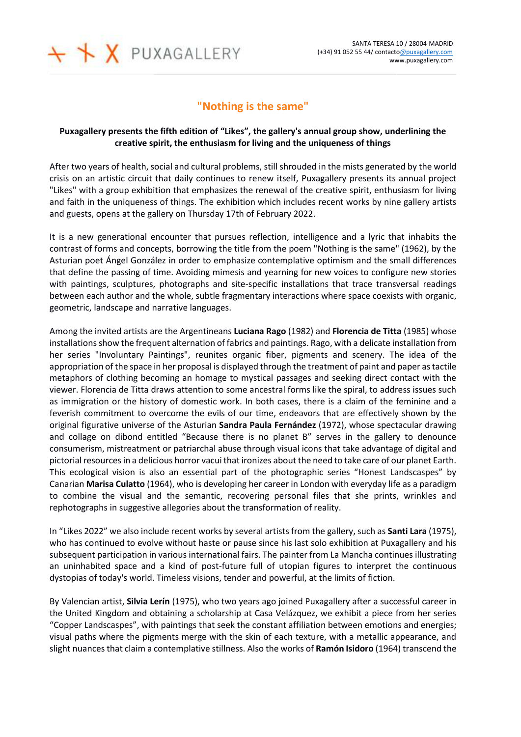# "Nothing is the same"

**Puxagallery presents the fifth edition of "Likes", the gallery's annual group show, underlining the creative spirit, the enthusiasm for living and the uniqueness of things**

After two years of health, social and cultural problems, still shrouded in the mists generated by the world crisis on an artistic circuit that daily continues to renew itself, Puxagallery presents its annual project "Likes" with a group exhibition that emphasizes the renewal of the creative spirit, enthusiasm for living and faith in the uniqueness of things. The exhibition which includes recent works by nine gallery artists and guests, opens at the gallery on Thursday 17th of February 2022.

It is a new generational encounter that pursues reflection, intelligence and a lyric that inhabits the contrast of forms and concepts, borrowing the title from the poem "Nothing is the same" (1962), by the Asturian poet Ángel González in order to emphasize contemplative optimism and the small differences that define the passing of time. Avoiding mimesis and yearning for new voices to configure new stories with paintings, sculptures, photographs and site-specific installations that trace transversal readings between each author and the whole, subtle fragmentary interactions where space coexists with organic, geometric, landscape and narrative languages.

Among the invited artists are the Argentineans **Luciana Rago** (1982) and **Florencia de Titta** (1985) whose installations show the frequent alternation of fabrics and paintings. Rago, with a delicate installation from her series "Involuntary Paintings", reunites organic fiber, pigments and scenery. The idea of the appropriation of the space in her proposal is displayed through the treatment of paint and paper as tactile metaphors of clothing becoming an homage to mystical passages and seeking direct contact with the viewer. Florencia de Titta draws attention to some ancestral forms like the spiral, to address issues such as immigration or the history of domestic work. In both cases, there is a claim of the feminine and a feverish commitment to overcome the evils of our time, endeavors that are effectively shown by the original figurative universe of the Asturian **Sandra Paula Fernández** (1972), whose spectacular drawing and collage on dibond entitled "Because there is no planet B" serves in the gallery to denounce consumerism, mistreatment or patriarchal abuse through visual icons that take advantage of digital and pictorial resources in a delicious horror vacui that ironizes about the need to take care of our planet Earth. This ecological vision is also an essential part of the photographic series "Honest Landscapes" by Canarian **Marisa Culatto** (1964), who is developing her career in London with everyday life as a paradigm to combine the visual and the semantic, recovering personal files that she prints, wrinkles and rephotographs in suggestive allegories about the transformation of reality.

In "Likes 2022" we also include recent works by several artists from the gallery, such as **Santi Lara** (1975), who has continued to evolve without haste or pause since his last solo exhibition at Puxagallery and his subsequent participation in various international fairs. The painter from La Mancha continues illustrating an uninhabited space and a kind of post-future full of utopian figures to interpret the continuous dystopias of today's world. Timeless visions, tender and powerful, at the limits of fiction.

By Valencian artist, **Silvia Lerín** (1975), who two years ago joined Puxagallery after a successful career in the United Kingdom and obtaining a scholarship at Casa Velázquez, we exhibit a piece from her series "Copper Landscapes", with paintings that seek the constant affiliation between emotions and energies; visual paths where the pigments merge with the skin of each texture, with a metallic appearance, and slight nuances that claim a contemplative stillness. Also the works of **Ramón Isidoro** (1964) transcend the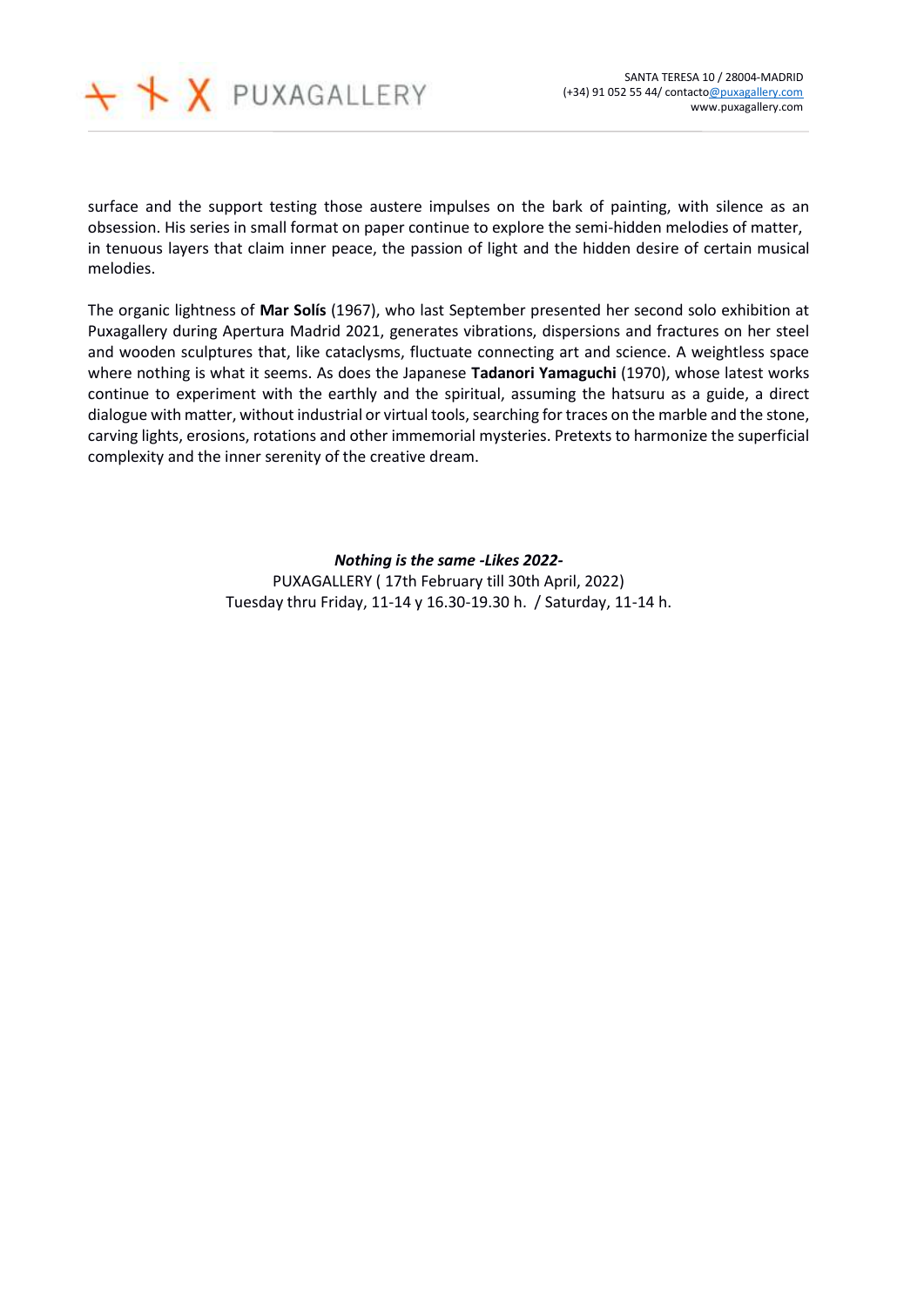surface and the support testing those austere impulses on the bark of painting, with silence as an obsession. His series in small format on paper continue to explore the semi-hidden melodies of matter, in tenuous layers that claim inner peace, the passion of light and the hidden desire of certain musical melodies.

The organic lightness of **Mar Solís** (1967), who last September presented her second solo exhibition at Puxagallery during Apertura Madrid 2021, generates vibrations, dispersions and fractures on her steel and wooden sculptures that, like cataclysms, fluctuate connecting art and science. A weightless space where nothing is what it seems. As does the Japanese **Tadanori Yamaguchi** (1970), whose latest works continue to experiment with the earthly and the spiritual, assuming the hatsuru as a guide, a direct dialogue with matter, without industrial or virtual tools, searching for traces on the marble and the stone, carving lights, erosions, rotations and other immemorial mysteries. Pretexts to harmonize the superficial complexity and the inner serenity of the creative dream.

***Nothing is the same -Likes 2022-***

PUXAGALLERY ( 17th February till 30th April, 2022)

Tuesday thru Friday, 11-14 y 16.30-19.30 h. / Saturday, 11-14 h.